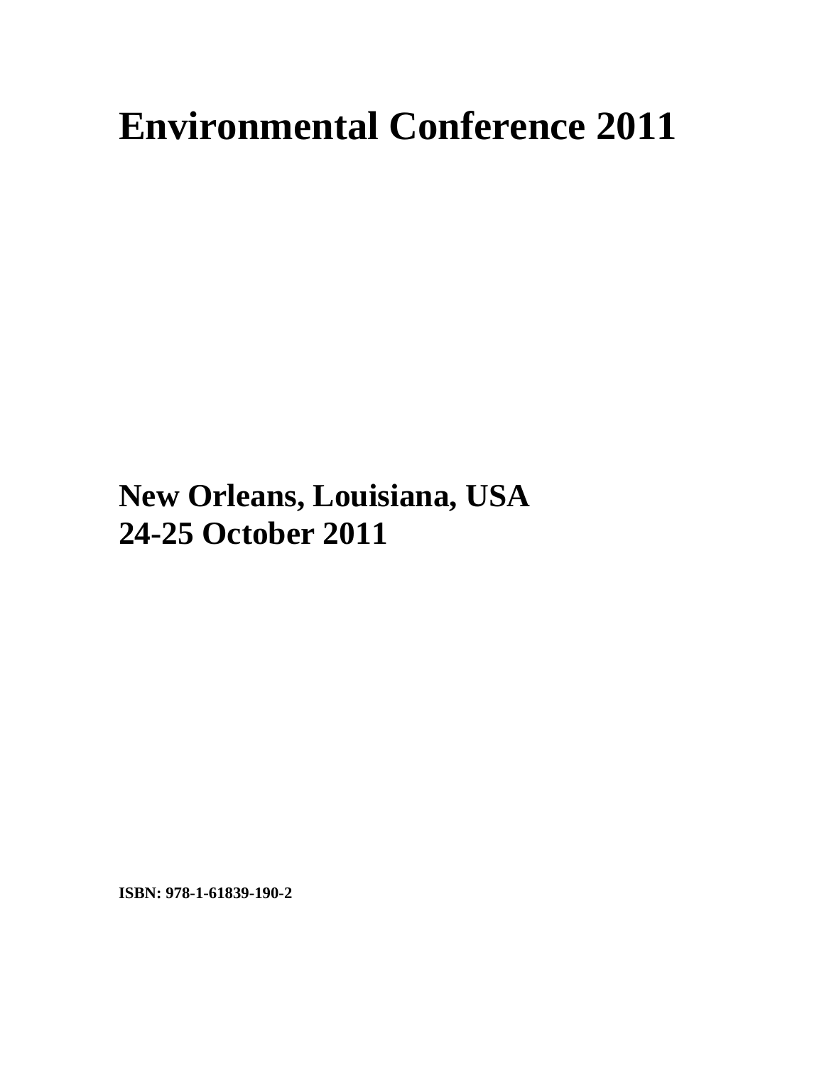# Environmental Conference 2011

**New Orleans, Louisiana, USA**
**24-25 October 2011**

**ISBN: 978-1-61839-190-2**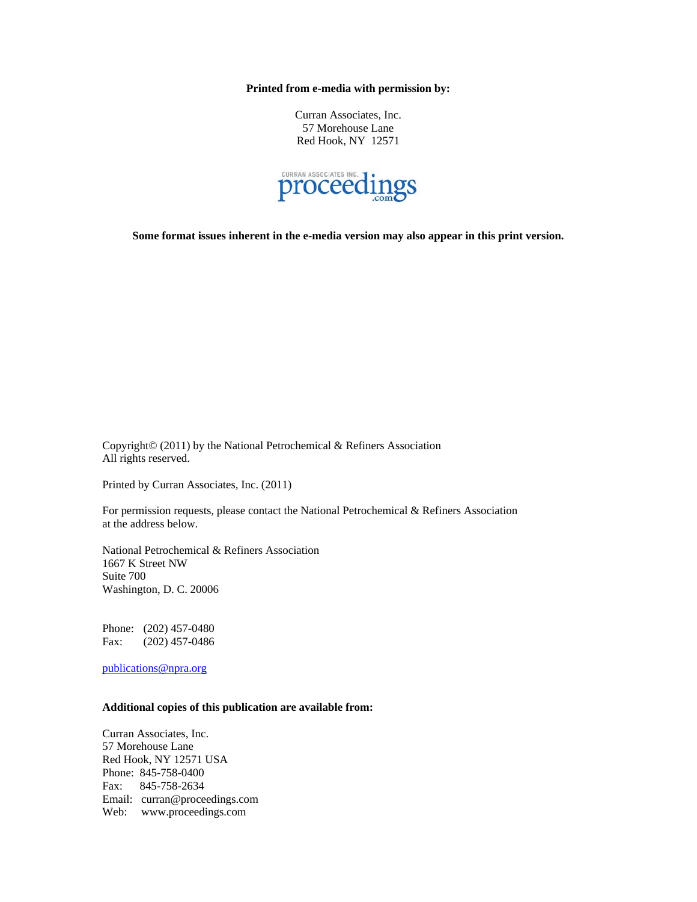**Printed from e-media with permission by:**

Curran Associates, Inc.
57 Morehouse Lane
Red Hook, NY 12571

CURRAN ASSOCIATES INC. proceedings.com

**Some format issues inherent in the e-media version may also appear in this print version.**

Copyright© (2011) by the National Petrochemical & Refiners Association
All rights reserved.

Printed by Curran Associates, Inc. (2011)

For permission requests, please contact the National Petrochemical & Refiners Association at the address below.

National Petrochemical & Refiners Association
1667 K Street NW
Suite 700
Washington, D. C. 20006

Phone: (202) 457-0480
Fax: (202) 457-0486

publications@npra.org

**Additional copies of this publication are available from:**

Curran Associates, Inc.
57 Morehouse Lane
Red Hook, NY 12571 USA
Phone: 845-758-0400
Fax: 845-758-2634
Email: curran@proceedings.com
Web: www.proceedings.com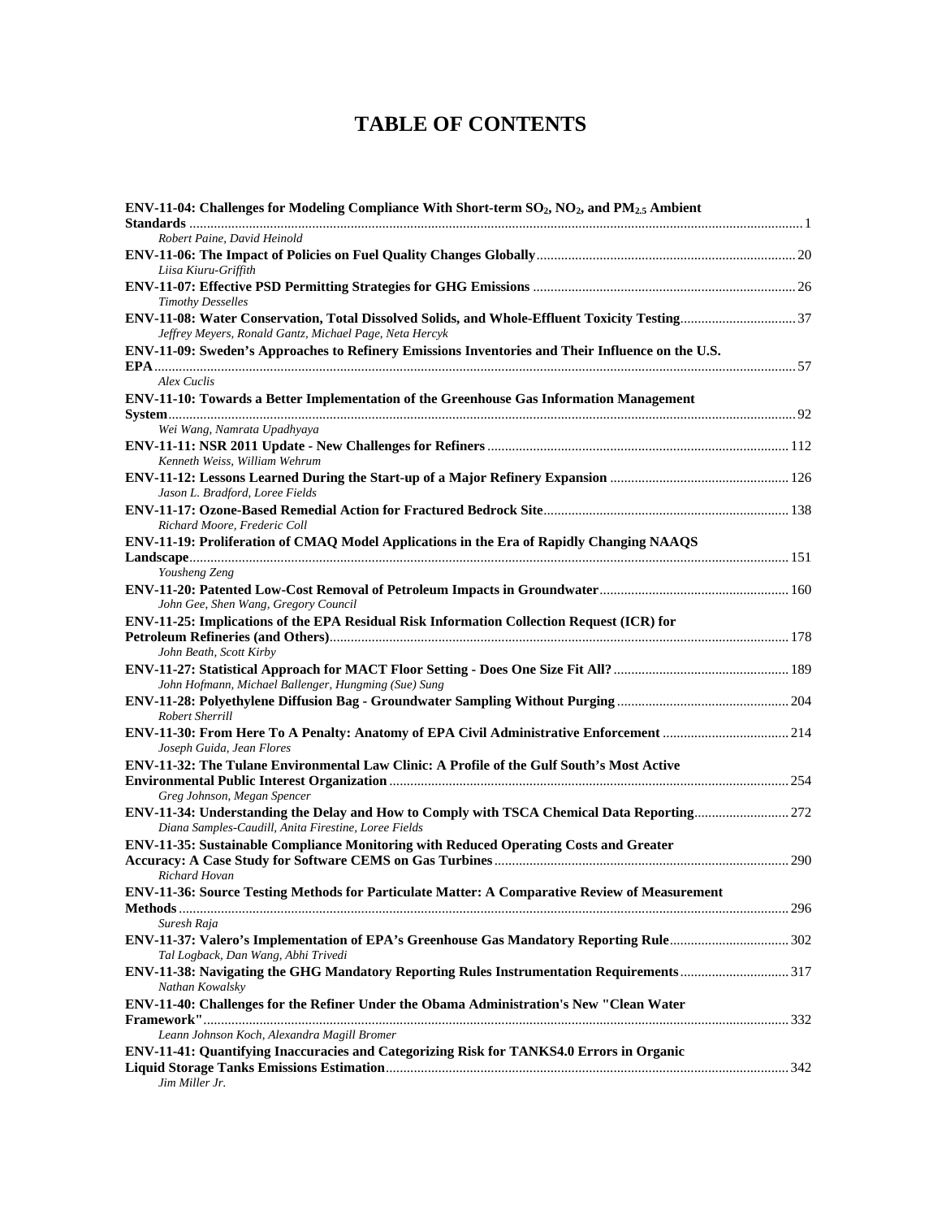# TABLE OF CONTENTS

**ENV-11-04: Challenges for Modeling Compliance With Short-term $SO_2$, $NO_2$, and $PM_{2.5}$ Ambient Standards** ........ 1
*Robert Paine, David Heinold*

**ENV-11-06: The Impact of Policies on Fuel Quality Changes Globally** ........ 20
*Liisa Kiuru-Griffith*

**ENV-11-07: Effective PSD Permitting Strategies for GHG Emissions** ........ 26
*Timothy Desselles*

**ENV-11-08: Water Conservation, Total Dissolved Solids, and Whole-Effluent Toxicity Testing** ........ 37
*Jeffrey Meyers, Ronald Gantz, Michael Page, Neta Hercyk*

**ENV-11-09: Sweden's Approaches to Refinery Emissions Inventories and Their Influence on the U.S. EPA** ........ 57
*Alex Cuclis*

**ENV-11-10: Towards a Better Implementation of the Greenhouse Gas Information Management System** ........ 92
*Wei Wang, Namrata Upadhyaya*

**ENV-11-11: NSR 2011 Update - New Challenges for Refiners** ........ 112
*Kenneth Weiss, William Wehrum*

**ENV-11-12: Lessons Learned During the Start-up of a Major Refinery Expansion** ........ 126
*Jason L. Bradford, Loree Fields*

**ENV-11-17: Ozone-Based Remedial Action for Fractured Bedrock Site** ........ 138
*Richard Moore, Frederic Coll*

**ENV-11-19: Proliferation of CMAQ Model Applications in the Era of Rapidly Changing NAAQS Landscape** ........ 151
*Yousheng Zeng*

**ENV-11-20: Patented Low-Cost Removal of Petroleum Impacts in Groundwater** ........ 160
*John Gee, Shen Wang, Gregory Council*

**ENV-11-25: Implications of the EPA Residual Risk Information Collection Request (ICR) for Petroleum Refineries (and Others)** ........ 178
*John Beath, Scott Kirby*

**ENV-11-27: Statistical Approach for MACT Floor Setting - Does One Size Fit All?** ........ 189
*John Hofmann, Michael Ballenger, Hungming (Sue) Sung*

**ENV-11-28: Polyethylene Diffusion Bag - Groundwater Sampling Without Purging** ........ 204
*Robert Sherrill*

**ENV-11-30: From Here To A Penalty: Anatomy of EPA Civil Administrative Enforcement** ........ 214
*Joseph Guida, Jean Flores*

**ENV-11-32: The Tulane Environmental Law Clinic: A Profile of the Gulf South's Most Active Environmental Public Interest Organization** ........ 254
*Greg Johnson, Megan Spencer*

**ENV-11-34: Understanding the Delay and How to Comply with TSCA Chemical Data Reporting** ........ 272
*Diana Samples-Caudill, Anita Firestine, Loree Fields*

**ENV-11-35: Sustainable Compliance Monitoring with Reduced Operating Costs and Greater Accuracy: A Case Study for Software CEMS on Gas Turbines** ........ 290
*Richard Hovan*

**ENV-11-36: Source Testing Methods for Particulate Matter: A Comparative Review of Measurement Methods** ........ 296
*Suresh Raja*

**ENV-11-37: Valero's Implementation of EPA's Greenhouse Gas Mandatory Reporting Rule** ........ 302
*Tal Logback, Dan Wang, Abhi Trivedi*

**ENV-11-38: Navigating the GHG Mandatory Reporting Rules Instrumentation Requirements** ........ 317
*Nathan Kowalsky*

**ENV-11-40: Challenges for the Refiner Under the Obama Administration's New "Clean Water Framework"** ........ 332
*Leann Johnson Koch, Alexandra Magill Bromer*

**ENV-11-41: Quantifying Inaccuracies and Categorizing Risk for TANKS4.0 Errors in Organic Liquid Storage Tanks Emissions Estimation** ........ 342
*Jim Miller Jr.*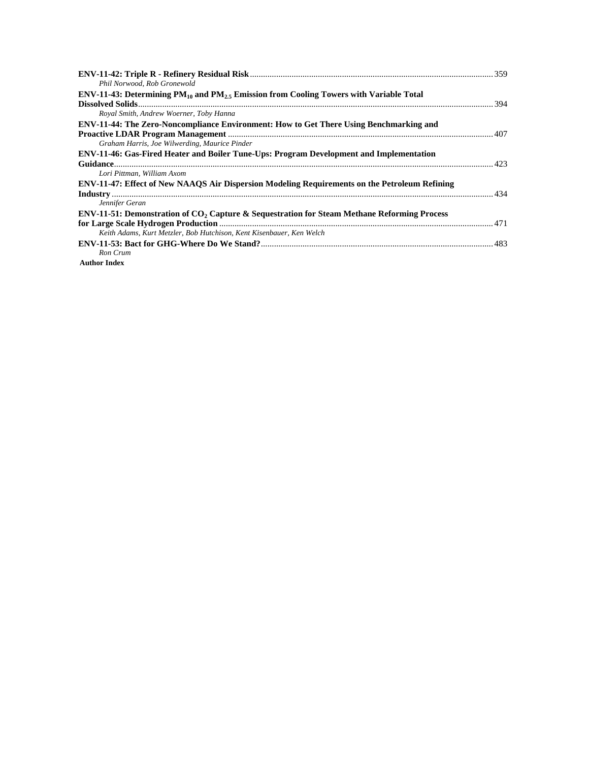**ENV-11-42: Triple R - Refinery Residual Risk** ........................................................................................................ 359
*Phil Norwood, Rob Gronewold*

**ENV-11-43: Determining $PM_{10}$ and $PM_{2.5}$ Emission from Cooling Towers with Variable Total Dissolved Solids** ........................................................................................................ 394
*Royal Smith, Andrew Woerner, Toby Hanna*

**ENV-11-44: The Zero-Noncompliance Environment: How to Get There Using Benchmarking and Proactive LDAR Program Management** ........................................................................................................ 407
*Graham Harris, Joe Wilwerding, Maurice Pinder*

**ENV-11-46: Gas-Fired Heater and Boiler Tune-Ups: Program Development and Implementation Guidance** ........................................................................................................ 423
*Lori Pittman, William Axom*

**ENV-11-47: Effect of New NAAQS Air Dispersion Modeling Requirements on the Petroleum Refining Industry** ........................................................................................................ 434
*Jennifer Geran*

**ENV-11-51: Demonstration of $CO_2$ Capture & Sequestration for Steam Methane Reforming Process for Large Scale Hydrogen Production** ........................................................................................................ 471
*Keith Adams, Kurt Metzler, Bob Hutchison, Kent Kisenbauer, Ken Welch*

**ENV-11-53: Bact for GHG-Where Do We Stand?** ........................................................................................................ 483
*Ron Crum*

**Author Index**